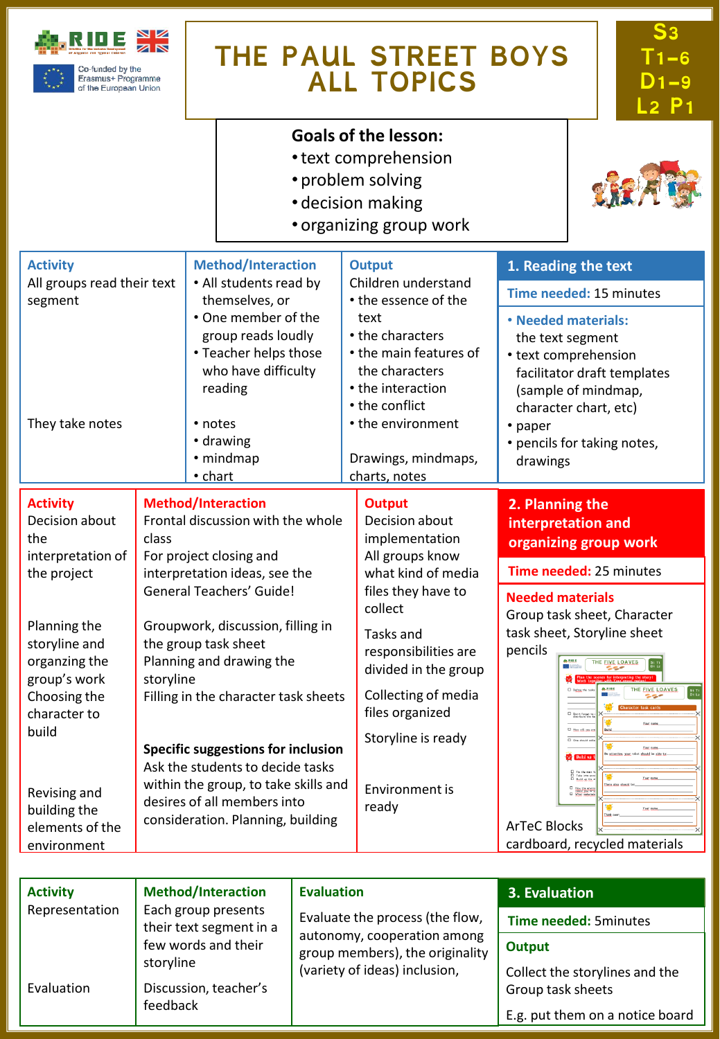Co-funded by the Erasmus+ Programme of the European Union

# THE PAUL STREET BOYS ALL TOPICS

S3 T1–6 D1–9 L2 P1

**Goals of the lesson:**
- text comprehension
- problem solving
- decision making
- organizing group work

## 1. Reading the text

**Time needed:** 15 minutes

**Needed materials:**
- the text segment
- text comprehension facilitator draft templates (sample of mindmap, character chart, etc)
- paper
- pencils for taking notes, drawings

| Activity | Method/Interaction | Output |
|---|---|---|
| All groups read their text segment | • All students read by themselves, or<br>• One member of the group reads loudly<br>• Teacher helps those who have difficulty reading | Children understand<br>• the essence of the text<br>• the characters<br>• the main features of the characters<br>• the interaction<br>• the conflict<br>• the environment |
| They take notes | • notes<br>• drawing<br>• mindmap<br>• chart | Drawings, mindmaps, charts, notes |

## 2. Planning the interpretation and organizing group work

**Time needed:** 25 minutes

**Needed materials**
Group task sheet, Character task sheet, Storyline sheet
pencils
ArTeC Blocks
cardboard, recycled materials

| Activity | Method/Interaction | Output |
|---|---|---|
| Decision about the interpretation of the project | Frontal discussion with the whole class<br>For project closing and interpretation ideas, see the General Teachers' Guide! | Decision about implementation<br>All groups know what kind of media files they have to collect |
| Planning the storyline and organzing the group's work<br>Choosing the character to build | Groupwork, discussion, filling in the group task sheet<br>Planning and drawing the storyline<br>Filling in the character task sheets | Tasks and responsibilities are divided in the group<br>Collecting of media files organized<br>Storyline is ready |
| Revising and building the elements of the environment | **Specific suggestions for inclusion**<br>Ask the students to decide tasks within the group, to take skills and desires of all members into consideration. Planning, building | Environment is ready |

## 3. Evaluation

**Time needed:** 5minutes

**Output**
Collect the storylines and the Group task sheets
E.g. put them on a notice board

| Activity | Method/Interaction | Evaluation |
|---|---|---|
| Representation | Each group presents their text segment in a few words and their storyline | Evaluate the process (the flow, autonomy, cooperation among group members), the originality (variety of ideas) inclusion, |
| Evaluation | Discussion, teacher's feedback | |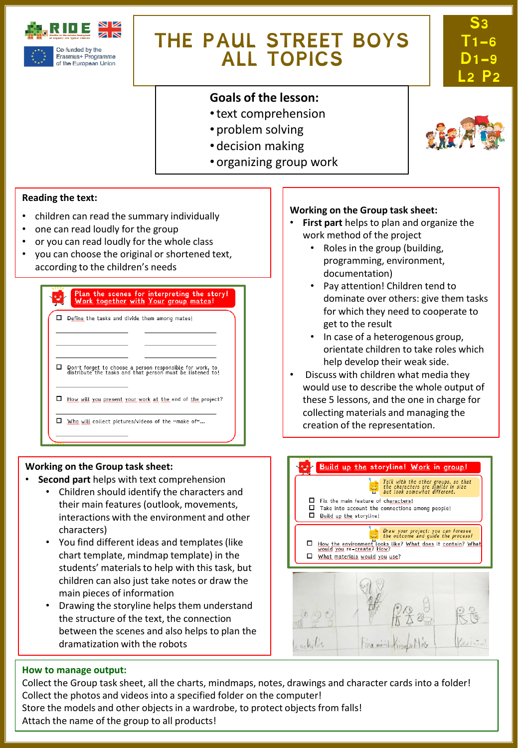# THE PAUL STREET BOYS ALL TOPICS

S3
T1–6
D1–9
L2 P2

Co-funded by the Erasmus+ Programme of the European Union

**Goals of the lesson:**

- text comprehension
- problem solving
- decision making
- organizing group work

**Reading the text:**

- children can read the summary individually
- one can read loudly for the group
- or you can read loudly for the whole class
- you can choose the original or shortened text, according to the children's needs

**Plan the scenes for interpreting the story! Work together with Your group mates!**

- ☐ Define the tasks and divide them among mates!
- ☐ Don't forget to choose a person responsible for work, to distribute the tasks and that person must be listened to!
- ☐ How will you present your work at the end of the project?
- ☐ Who will collect pictures/videos of the "make of"...

**Working on the Group task sheet:**

- **First part** helps to plan and organize the work method of the project
  - Roles in the group (building, programming, environment, documentation)
  - Pay attention! Children tend to dominate over others: give them tasks for which they need to cooperate to get to the result
  - In case of a heterogenous group, orientate children to take roles which help develop their weak side.
- Discuss with children what media they would use to describe the whole output of these 5 lessons, and the one in charge for collecting materials and managing the creation of the representation.

**Working on the Group task sheet:**

- **Second part** helps with text comprehension
  - Children should identify the characters and their main features (outlook, movements, interactions with the environment and other characters)
  - You find different ideas and templates (like chart template, mindmap template) in the students' materials to help with this task, but children can also just take notes or draw the main pieces of information
  - Drawing the storyline helps them understand the structure of the text, the connection between the scenes and also helps to plan the dramatization with the robots

**Build up the storyline! Work in group!**

*Talk with the other groups, so that the characters are similar in size but look somewhat different.*

- ☐ Fix the main feature of characters!
- ☐ Take into account the connections among people!
- ☐ Build up the storyline!

*Draw your project: you can foresee the outcome and guide the process!*

- ☐ How the environment looks like? What does it contain? What would you re-create? How?
- ☐ What materials would you use?

**How to manage output:**

Collect the Group task sheet, all the charts, mindmaps, notes, drawings and character cards into a folder!
Collect the photos and videos into a specified folder on the computer!
Store the models and other objects in a wardrobe, to protect objects from falls!
Attach the name of the group to all products!